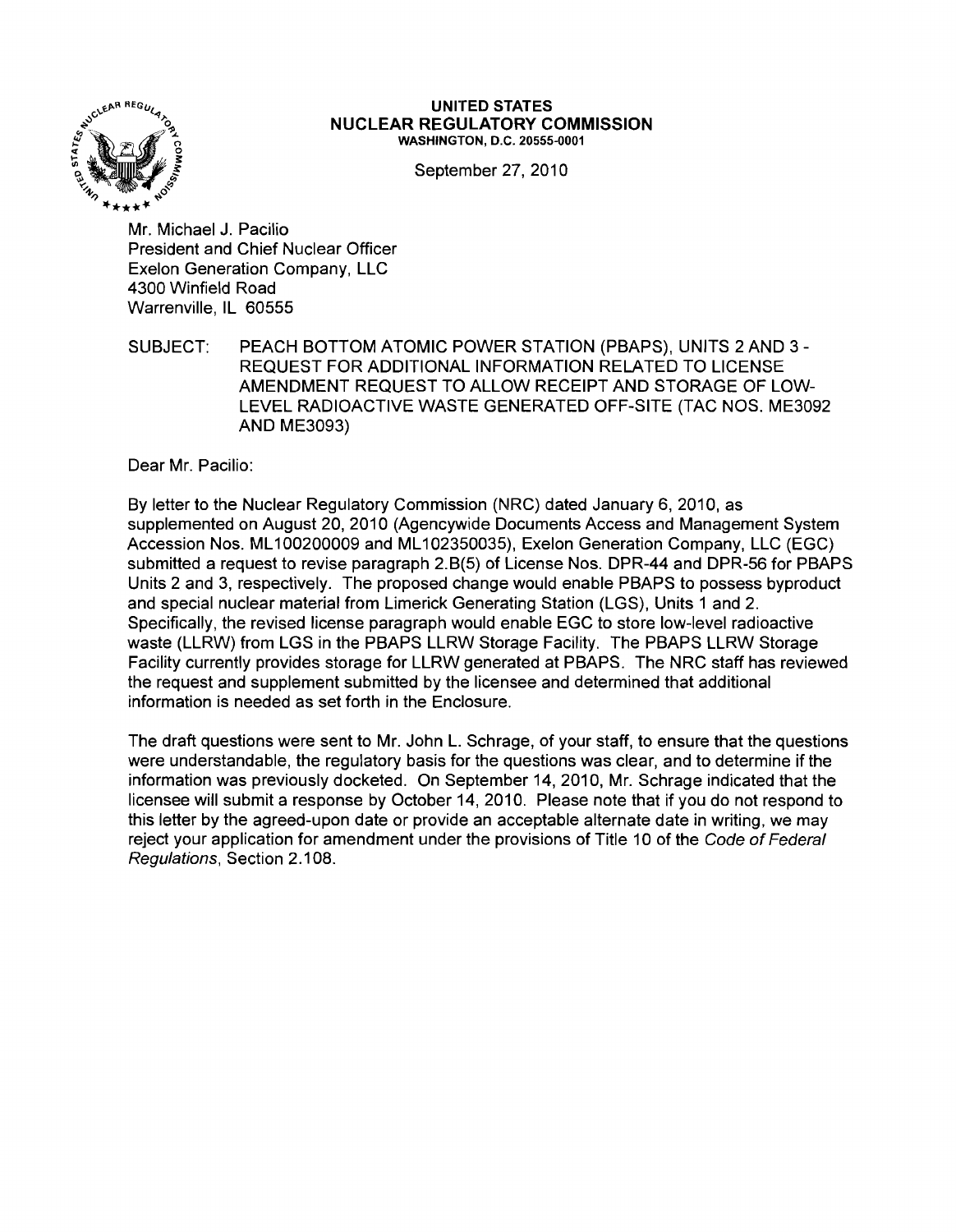**UNITED STATES**
**NUCLEAR REGULATORY COMMISSION**
WASHINGTON, D.C. 20555-0001

September 27, 2010

Mr. Michael J. Pacilio
President and Chief Nuclear Officer
Exelon Generation Company, LLC
4300 Winfield Road
Warrenville, IL 60555

SUBJECT: PEACH BOTTOM ATOMIC POWER STATION (PBAPS), UNITS 2 AND 3 - REQUEST FOR ADDITIONAL INFORMATION RELATED TO LICENSE AMENDMENT REQUEST TO ALLOW RECEIPT AND STORAGE OF LOW-LEVEL RADIOACTIVE WASTE GENERATED OFF-SITE (TAC NOS. ME3092 AND ME3093)

Dear Mr. Pacilio:

By letter to the Nuclear Regulatory Commission (NRC) dated January 6, 2010, as supplemented on August 20, 2010 (Agencywide Documents Access and Management System Accession Nos. ML100200009 and ML102350035), Exelon Generation Company, LLC (EGC) submitted a request to revise paragraph 2.B(5) of License Nos. DPR-44 and DPR-56 for PBAPS Units 2 and 3, respectively. The proposed change would enable PBAPS to possess byproduct and special nuclear material from Limerick Generating Station (LGS), Units 1 and 2. Specifically, the revised license paragraph would enable EGC to store low-level radioactive waste (LLRW) from LGS in the PBAPS LLRW Storage Facility. The PBAPS LLRW Storage Facility currently provides storage for LLRW generated at PBAPS. The NRC staff has reviewed the request and supplement submitted by the licensee and determined that additional information is needed as set forth in the Enclosure.

The draft questions were sent to Mr. John L. Schrage, of your staff, to ensure that the questions were understandable, the regulatory basis for the questions was clear, and to determine if the information was previously docketed. On September 14, 2010, Mr. Schrage indicated that the licensee will submit a response by October 14, 2010. Please note that if you do not respond to this letter by the agreed-upon date or provide an acceptable alternate date in writing, we may reject your application for amendment under the provisions of Title 10 of the *Code of Federal Regulations*, Section 2.108.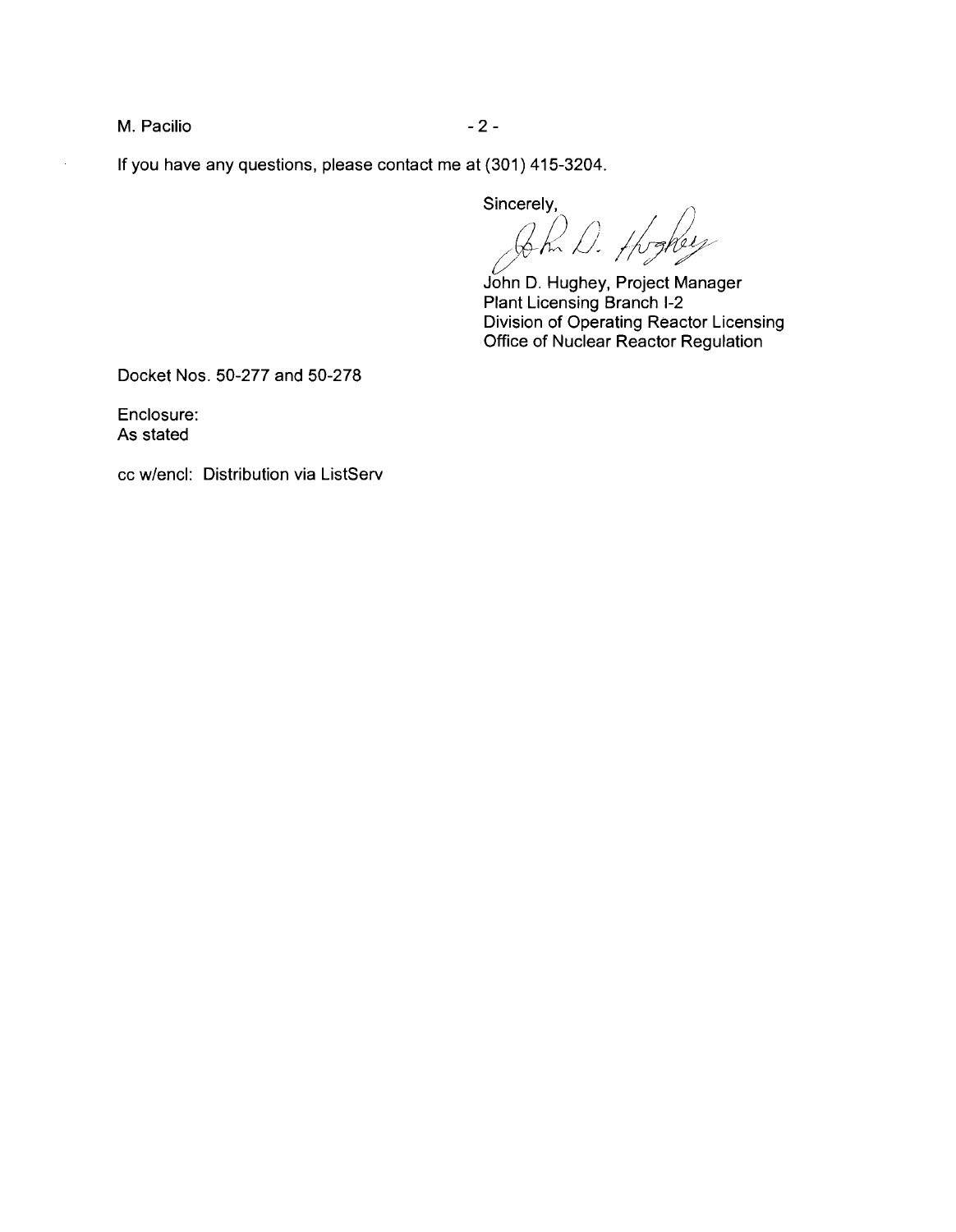If you have any questions, please contact me at (301) 415-3204.

Sincerely,

John D. Hughey, Project Manager
Plant Licensing Branch I-2
Division of Operating Reactor Licensing
Office of Nuclear Reactor Regulation

Docket Nos. 50-277 and 50-278

Enclosure:
As stated

cc w/encl: Distribution via ListServ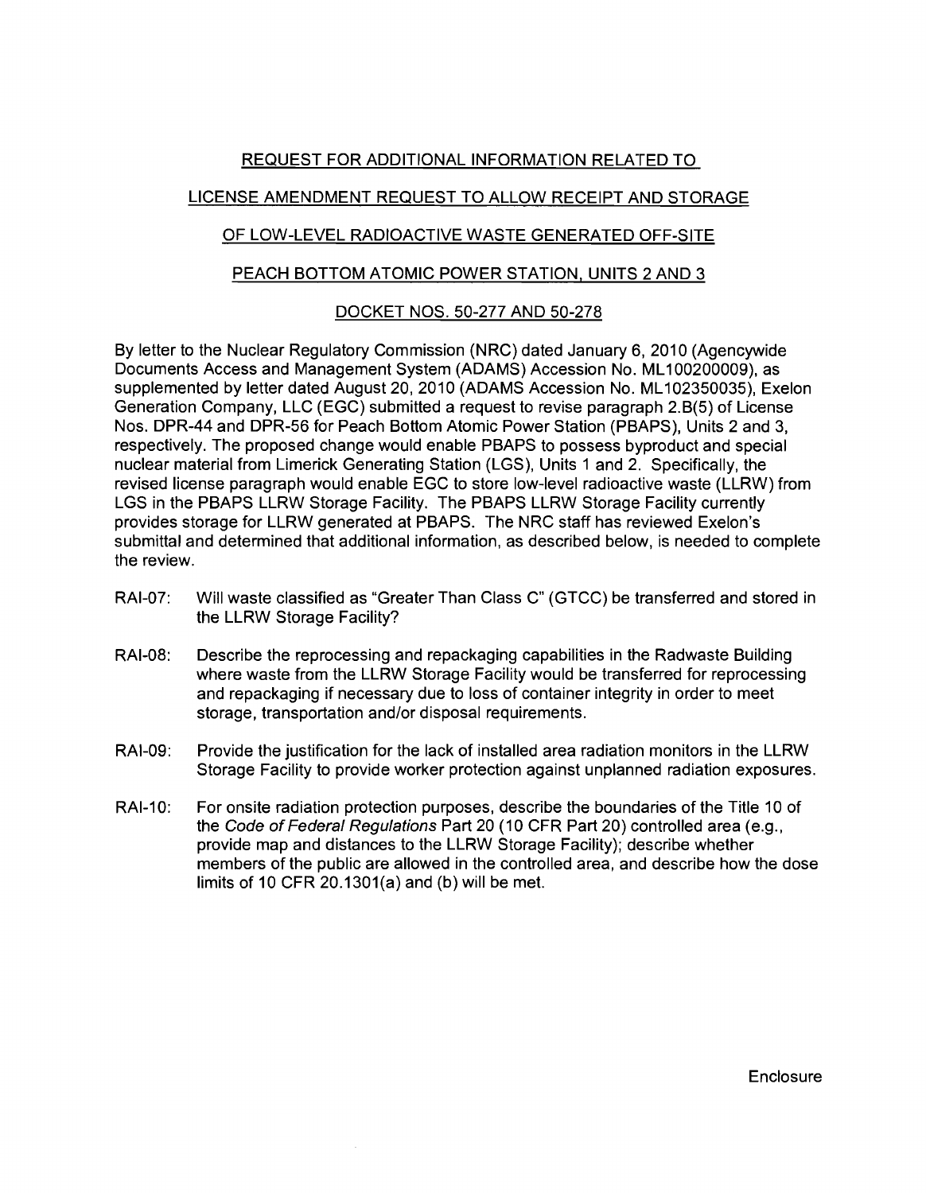## REQUEST FOR ADDITIONAL INFORMATION RELATED TO

## LICENSE AMENDMENT REQUEST TO ALLOW RECEIPT AND STORAGE

## OF LOW-LEVEL RADIOACTIVE WASTE GENERATED OFF-SITE

## PEACH BOTTOM ATOMIC POWER STATION, UNITS 2 AND 3

## DOCKET NOS. 50-277 AND 50-278

By letter to the Nuclear Regulatory Commission (NRC) dated January 6, 2010 (Agencywide Documents Access and Management System (ADAMS) Accession No. ML100200009), as supplemented by letter dated August 20, 2010 (ADAMS Accession No. ML102350035), Exelon Generation Company, LLC (EGC) submitted a request to revise paragraph 2.B(5) of License Nos. DPR-44 and DPR-56 for Peach Bottom Atomic Power Station (PBAPS), Units 2 and 3, respectively. The proposed change would enable PBAPS to possess byproduct and special nuclear material from Limerick Generating Station (LGS), Units 1 and 2. Specifically, the revised license paragraph would enable EGC to store low-level radioactive waste (LLRW) from LGS in the PBAPS LLRW Storage Facility. The PBAPS LLRW Storage Facility currently provides storage for LLRW generated at PBAPS. The NRC staff has reviewed Exelon's submittal and determined that additional information, as described below, is needed to complete the review.

RAI-07: Will waste classified as "Greater Than Class C" (GTCC) be transferred and stored in the LLRW Storage Facility?

RAI-08: Describe the reprocessing and repackaging capabilities in the Radwaste Building where waste from the LLRW Storage Facility would be transferred for reprocessing and repackaging if necessary due to loss of container integrity in order to meet storage, transportation and/or disposal requirements.

RAI-09: Provide the justification for the lack of installed area radiation monitors in the LLRW Storage Facility to provide worker protection against unplanned radiation exposures.

RAI-10: For onsite radiation protection purposes, describe the boundaries of the Title 10 of the *Code of Federal Regulations* Part 20 (10 CFR Part 20) controlled area (e.g., provide map and distances to the LLRW Storage Facility); describe whether members of the public are allowed in the controlled area, and describe how the dose limits of 10 CFR 20.1301(a) and (b) will be met.

Enclosure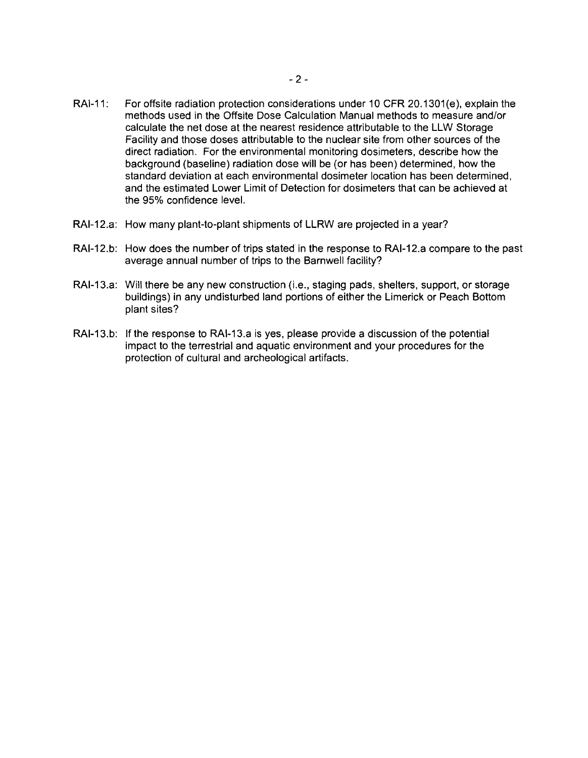RAI-11: For offsite radiation protection considerations under 10 CFR 20.1301(e), explain the methods used in the Offsite Dose Calculation Manual methods to measure and/or calculate the net dose at the nearest residence attributable to the LLW Storage Facility and those doses attributable to the nuclear site from other sources of the direct radiation. For the environmental monitoring dosimeters, describe how the background (baseline) radiation dose will be (or has been) determined, how the standard deviation at each environmental dosimeter location has been determined, and the estimated Lower Limit of Detection for dosimeters that can be achieved at the 95% confidence level.

RAI-12.a: How many plant-to-plant shipments of LLRW are projected in a year?

RAI-12.b: How does the number of trips stated in the response to RAI-12.a compare to the past average annual number of trips to the Barnwell facility?

RAI-13.a: Will there be any new construction (i.e., staging pads, shelters, support, or storage buildings) in any undisturbed land portions of either the Limerick or Peach Bottom plant sites?

RAI-13.b: If the response to RAI-13.a is yes, please provide a discussion of the potential impact to the terrestrial and aquatic environment and your procedures for the protection of cultural and archeological artifacts.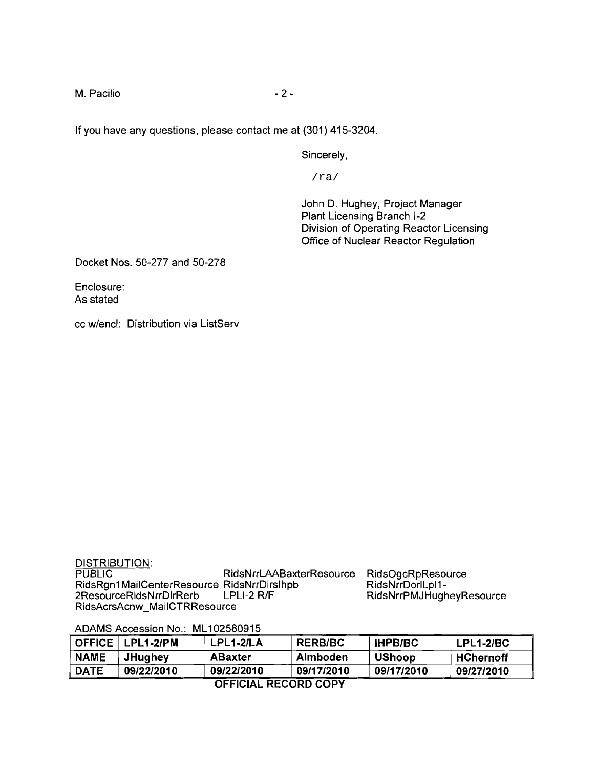If you have any questions, please contact me at (301) 415-3204.

Sincerely,

/ra/

John D. Hughey, Project Manager
Plant Licensing Branch I-2
Division of Operating Reactor Licensing
Office of Nuclear Reactor Regulation

Docket Nos. 50-277 and 50-278

Enclosure:
As stated

cc w/encl: Distribution via ListServ

DISTRIBUTION:
PUBLIC RidsNrrLAABaxterResource RidsOgcRpResource
RidsRgn1MailCenterResource RidsNrrDirslhpb RidsNrrDorlLpl1-2Resource RidsNrrDlrRerb LPLI-2 R/F RidsNrrPMJHugheyResource
RidsAcrsAcnw_MailCTRResource

ADAMS Accession No.: ML102580915

| OFFICE | LPL1-2/PM | LPL1-2/LA | RERB/BC | IHPB/BC | LPL1-2/BC |
|---|---|---|---|---|---|
| NAME | JHughey | ABaxter | Almboden | UShoop | HChernoff |
| DATE | 09/22/2010 | 09/22/2010 | 09/17/2010 | 09/17/2010 | 09/27/2010 |

OFFICIAL RECORD COPY